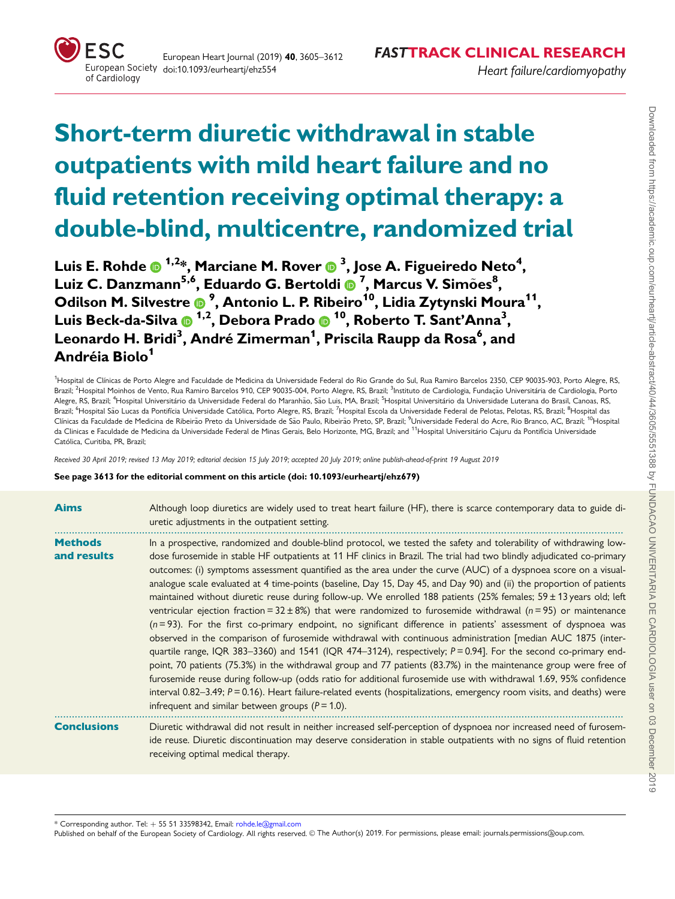FASTTRACK CLINICAL RESEARCH
*Heart failure/cardiomyopathy*

# Short-term diuretic withdrawal in stable outpatients with mild heart failure and no fluid retention receiving optimal therapy: a double-blind, multicentre, randomized trial

**Luis E. Rohde [1,2]*, Marciane M. Rover [3], Jose A. Figueiredo Neto[4], Luiz C. Danzmann[5,6], Eduardo G. Bertoldi [7], Marcus V. Simões[8], Odilson M. Silvestre [9], Antonio L. P. Ribeiro[10], Lidia Zytynski Moura[11], Luis Beck-da-Silva [1,2], Debora Prado [10], Roberto T. Sant'Anna[3], Leonardo H. Bridi[3], André Zimerman[1], Priscila Raupp da Rosa[6], and Andréia Biolo[1]**

[1]Hospital de Clínicas de Porto Alegre and Faculdade de Medicina da Universidade Federal do Rio Grande do Sul, Rua Ramiro Barcelos 2350, CEP 90035-903, Porto Alegre, RS, Brazil; [2]Hospital Moinhos de Vento, Rua Ramiro Barcelos 910, CEP 90035-004, Porto Alegre, RS, Brazil; [3]Instituto de Cardiologia, Fundação Universitária de Cardiologia, Porto Alegre, RS, Brazil; [4]Hospital Universitário da Universidade Federal do Maranhão, São Luis, MA, Brazil; [5]Hospital Universitário da Universidade Luterana do Brasil, Canoas, RS, Brazil; [6]Hospital São Lucas da Pontifícia Universidade Católica, Porto Alegre, RS, Brazil; [7]Hospital Escola da Universidade Federal de Pelotas, Pelotas, RS, Brazil; [8]Hospital das Clínicas da Faculdade de Medicina de Ribeirão Preto da Universidade de São Paulo, Ribeirão Preto, SP, Brazil; [9]Universidade Federal do Acre, Rio Branco, AC, Brazil; [10]Hospital da Clinicas e Faculdade de Medicina da Universidade Federal de Minas Gerais, Belo Horizonte, MG, Brazil; and [11]Hospital Universitário Cajuru da Pontifícia Universidade Católica, Curitiba, PR, Brazil;

*Received 30 April 2019; revised 13 May 2019; editorial decision 15 July 2019; accepted 20 July 2019; online publish-ahead-of-print 19 August 2019*

**See page 3613 for the editorial comment on this article (doi: 10.1093/eurheartj/ehz679)**

**Aims**

Although loop diuretics are widely used to treat heart failure (HF), there is scarce contemporary data to guide diuretic adjustments in the outpatient setting.

**Methods and results**

In a prospective, randomized and double-blind protocol, we tested the safety and tolerability of withdrawing low-dose furosemide in stable HF outpatients at 11 HF clinics in Brazil. The trial had two blindly adjudicated co-primary outcomes: (i) symptoms assessment quantified as the area under the curve (AUC) of a dyspnoea score on a visual-analogue scale evaluated at 4 time-points (baseline, Day 15, Day 45, and Day 90) and (ii) the proportion of patients maintained without diuretic reuse during follow-up. We enrolled 188 patients (25% females; 59 ± 13 years old; left ventricular ejection fraction = 32 ± 8%) that were randomized to furosemide withdrawal ($n = 95$) or maintenance ($n = 93$). For the first co-primary endpoint, no significant difference in patients' assessment of dyspnoea was observed in the comparison of furosemide withdrawal with continuous administration [median AUC 1875 (interquartile range, IQR 383–3360) and 1541 (IQR 474–3124), respectively; $P = 0.94$]. For the second co-primary endpoint, 70 patients (75.3%) in the withdrawal group and 77 patients (83.7%) in the maintenance group were free of furosemide reuse during follow-up (odds ratio for additional furosemide use with withdrawal 1.69, 95% confidence interval 0.82–3.49; $P = 0.16$). Heart failure-related events (hospitalizations, emergency room visits, and deaths) were infrequent and similar between groups ($P = 1.0$).

**Conclusions**

Diuretic withdrawal did not result in neither increased self-perception of dyspnoea nor increased need of furosemide reuse. Diuretic discontinuation may deserve consideration in stable outpatients with no signs of fluid retention receiving optimal medical therapy.

\* Corresponding author. Tel: + 55 51 33598342, Email: rohde.le@gmail.com
Published on behalf of the European Society of Cardiology. All rights reserved. © The Author(s) 2019. For permissions, please email: journals.permissions@oup.com.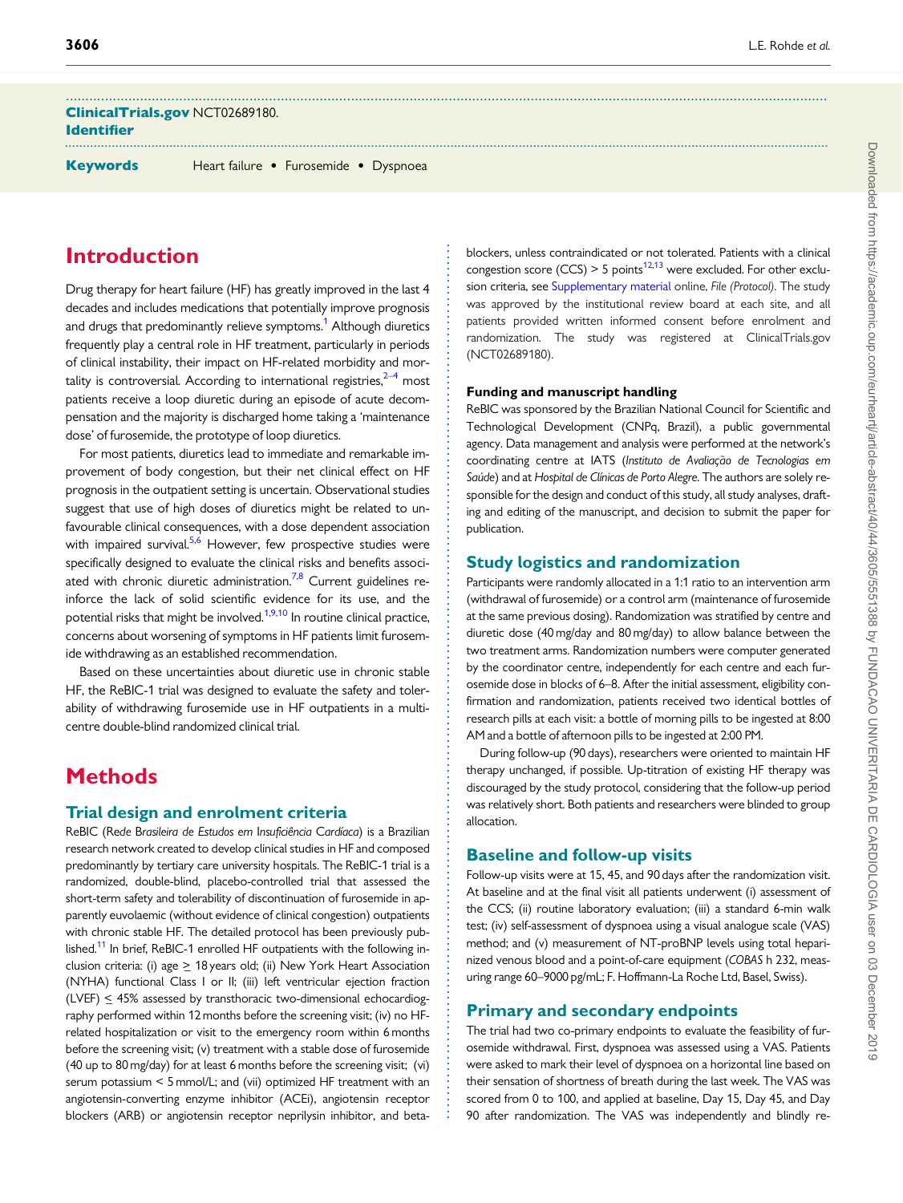**ClinicalTrials.gov Identifier** NCT02689180.

**Keywords** Heart failure • Furosemide • Dyspnoea

# Introduction

Drug therapy for heart failure (HF) has greatly improved in the last 4 decades and includes medications that potentially improve prognosis and drugs that predominantly relieve symptoms.[1] Although diuretics frequently play a central role in HF treatment, particularly in periods of clinical instability, their impact on HF-related morbidity and mortality is controversial. According to international registries,[2–4] most patients receive a loop diuretic during an episode of acute decompensation and the majority is discharged home taking a 'maintenance dose' of furosemide, the prototype of loop diuretics.

For most patients, diuretics lead to immediate and remarkable improvement of body congestion, but their net clinical effect on HF prognosis in the outpatient setting is uncertain. Observational studies suggest that use of high doses of diuretics might be related to unfavourable clinical consequences, with a dose dependent association with impaired survival.[5,6] However, few prospective studies were specifically designed to evaluate the clinical risks and benefits associated with chronic diuretic administration.[7,8] Current guidelines reinforce the lack of solid scientific evidence for its use, and the potential risks that might be involved.[1,9,10] In routine clinical practice, concerns about worsening of symptoms in HF patients limit furosemide withdrawing as an established recommendation.

Based on these uncertainties about diuretic use in chronic stable HF, the ReBIC-1 trial was designed to evaluate the safety and tolerability of withdrawing furosemide use in HF outpatients in a multicentre double-blind randomized clinical trial.

# Methods

## Trial design and enrolment criteria

ReBIC (*Rede Brasileira de Estudos em Insuficiência Cardíaca*) is a Brazilian research network created to develop clinical studies in HF and composed predominantly by tertiary care university hospitals. The ReBIC-1 trial is a randomized, double-blind, placebo-controlled trial that assessed the short-term safety and tolerability of discontinuation of furosemide in apparently euvolaemic (without evidence of clinical congestion) outpatients with chronic stable HF. The detailed protocol has been previously published.[11] In brief, ReBIC-1 enrolled HF outpatients with the following inclusion criteria: (i) age ≥ 18 years old; (ii) New York Heart Association (NYHA) functional Class I or II; (iii) left ventricular ejection fraction (LVEF) ≤ 45% assessed by transthoracic two-dimensional echocardiography performed within 12 months before the screening visit; (iv) no HF-related hospitalization or visit to the emergency room within 6 months before the screening visit; (v) treatment with a stable dose of furosemide (40 up to 80 mg/day) for at least 6 months before the screening visit; (vi) serum potassium < 5 mmol/L; and (vii) optimized HF treatment with an angiotensin-converting enzyme inhibitor (ACEi), angiotensin receptor blockers (ARB) or angiotensin receptor neprilysin inhibitor, and beta-blockers, unless contraindicated or not tolerated. Patients with a clinical congestion score (CCS) > 5 points[12,13] were excluded. For other exclusion criteria, see Supplementary material online, *File (Protocol)*. The study was approved by the institutional review board at each site, and all patients provided written informed consent before enrolment and randomization. The study was registered at ClinicalTrials.gov (NCT02689180).

### Funding and manuscript handling

ReBIC was sponsored by the Brazilian National Council for Scientific and Technological Development (CNPq, Brazil), a public governmental agency. Data management and analysis were performed at the network's coordinating centre at IATS (*Instituto de Avaliação de Tecnologias em Saúde*) and at *Hospital de Clínicas de Porto Alegre*. The authors are solely responsible for the design and conduct of this study, all study analyses, drafting and editing of the manuscript, and decision to submit the paper for publication.

## Study logistics and randomization

Participants were randomly allocated in a 1:1 ratio to an intervention arm (withdrawal of furosemide) or a control arm (maintenance of furosemide at the same previous dosing). Randomization was stratified by centre and diuretic dose (40 mg/day and 80 mg/day) to allow balance between the two treatment arms. Randomization numbers were computer generated by the coordinator centre, independently for each centre and each furosemide dose in blocks of 6–8. After the initial assessment, eligibility confirmation and randomization, patients received two identical bottles of research pills at each visit: a bottle of morning pills to be ingested at 8:00 AM and a bottle of afternoon pills to be ingested at 2:00 PM.

During follow-up (90 days), researchers were oriented to maintain HF therapy unchanged, if possible. Up-titration of existing HF therapy was discouraged by the study protocol, considering that the follow-up period was relatively short. Both patients and researchers were blinded to group allocation.

## Baseline and follow-up visits

Follow-up visits were at 15, 45, and 90 days after the randomization visit. At baseline and at the final visit all patients underwent (i) assessment of the CCS; (ii) routine laboratory evaluation; (iii) a standard 6-min walk test; (iv) self-assessment of dyspnoea using a visual analogue scale (VAS) method; and (v) measurement of NT-proBNP levels using total heparinized venous blood and a point-of-care equipment (*COBAS* h 232, measuring range 60–9000 pg/mL; F. Hoffmann-La Roche Ltd, Basel, Swiss).

## Primary and secondary endpoints

The trial had two co-primary endpoints to evaluate the feasibility of furosemide withdrawal. First, dyspnoea was assessed using a VAS. Patients were asked to mark their level of dyspnoea on a horizontal line based on their sensation of shortness of breath during the last week. The VAS was scored from 0 to 100, and applied at baseline, Day 15, Day 45, and Day 90 after randomization. The VAS was independently and blindly re-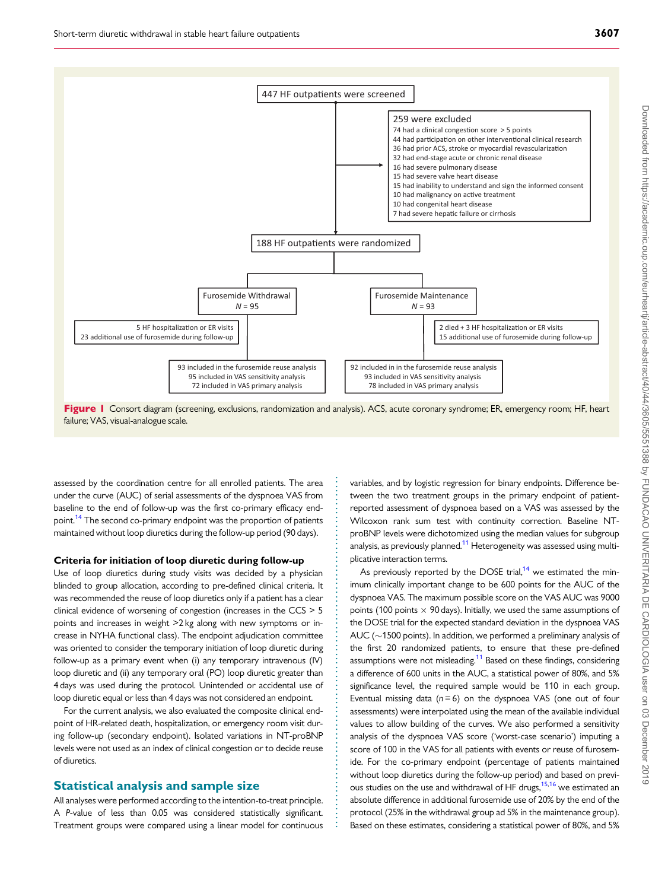447 HF outpatients were screened

259 were excluded
- 74 had a clinical congestion score > 5 points
- 44 had participation on other interventional clinical research
- 36 had prior ACS, stroke or myocardial revascularization
- 32 had end-stage acute or chronic renal disease
- 16 had severe pulmonary disease
- 15 had severe valve heart disease
- 15 had inability to understand and sign the informed consent
- 10 had malignancy on active treatment
- 10 had congenital heart disease
- 7 had severe hepatic failure or cirrhosis

188 HF outpatients were randomized

Furosemide Withdrawal *N* = 95
- 5 HF hospitalization or ER visits
- 23 additional use of furosemide during follow-up
- 93 included in the furosemide reuse analysis
- 95 included in VAS sensitivity analysis
- 72 included in VAS primary analysis

Furosemide Maintenance *N* = 93
- 2 died + 3 HF hospitalization or ER visits
- 15 additional use of furosemide during follow-up
- 92 included in in the furosemide reuse analysis
- 93 included in VAS sensitivity analysis
- 78 included in VAS primary analysis

**Figure 1** Consort diagram (screening, exclusions, randomization and analysis). ACS, acute coronary syndrome; ER, emergency room; HF, heart failure; VAS, visual-analogue scale.

assessed by the coordination centre for all enrolled patients. The area under the curve (AUC) of serial assessments of the dyspnoea VAS from baseline to the end of follow-up was the first co-primary efficacy endpoint.[14] The second co-primary endpoint was the proportion of patients maintained without loop diuretics during the follow-up period (90 days).

### Criteria for initiation of loop diuretic during follow-up

Use of loop diuretics during study visits was decided by a physician blinded to group allocation, according to pre-defined clinical criteria. It was recommended the reuse of loop diuretics only if a patient has a clear clinical evidence of worsening of congestion (increases in the CCS > 5 points and increases in weight >2 kg along with new symptoms or increase in NYHA functional class). The endpoint adjudication committee was oriented to consider the temporary initiation of loop diuretic during follow-up as a primary event when (i) any temporary intravenous (IV) loop diuretic and (ii) any temporary oral (PO) loop diuretic greater than 4 days was used during the protocol. Unintended or accidental use of loop diuretic equal or less than 4 days was not considered an endpoint.

For the current analysis, we also evaluated the composite clinical endpoint of HR-related death, hospitalization, or emergency room visit during follow-up (secondary endpoint). Isolated variations in NT-proBNP levels were not used as an index of clinical congestion or to decide reuse of diuretics.

## Statistical analysis and sample size

All analyses were performed according to the intention-to-treat principle. A *P*-value of less than 0.05 was considered statistically significant. Treatment groups were compared using a linear model for continuous variables, and by logistic regression for binary endpoints. Difference between the two treatment groups in the primary endpoint of patient-reported assessment of dyspnoea based on a VAS was assessed by the Wilcoxon rank sum test with continuity correction. Baseline NT-proBNP levels were dichotomized using the median values for subgroup analysis, as previously planned.[11] Heterogeneity was assessed using multiplicative interaction terms.

As previously reported by the DOSE trial,[14] we estimated the minimum clinically important change to be 600 points for the AUC of the dyspnoea VAS. The maximum possible score on the VAS AUC was 9000 points (100 points $\times$ 90 days). Initially, we used the same assumptions of the DOSE trial for the expected standard deviation in the dyspnoea VAS AUC ($\sim$1500 points). In addition, we performed a preliminary analysis of the first 20 randomized patients, to ensure that these pre-defined assumptions were not misleading.[11] Based on these findings, considering a difference of 600 units in the AUC, a statistical power of 80%, and 5% significance level, the required sample would be 110 in each group. Eventual missing data ($n = 6$) on the dyspnoea VAS (one out of four assessments) were interpolated using the mean of the available individual values to allow building of the curves. We also performed a sensitivity analysis of the dyspnoea VAS score ('worst-case scenario') imputing a score of 100 in the VAS for all patients with events or reuse of furosemide. For the co-primary endpoint (percentage of patients maintained without loop diuretics during the follow-up period) and based on previous studies on the use and withdrawal of HF drugs,[15,16] we estimated an absolute difference in additional furosemide use of 20% by the end of the protocol (25% in the withdrawal group ad 5% in the maintenance group). Based on these estimates, considering a statistical power of 80%, and 5%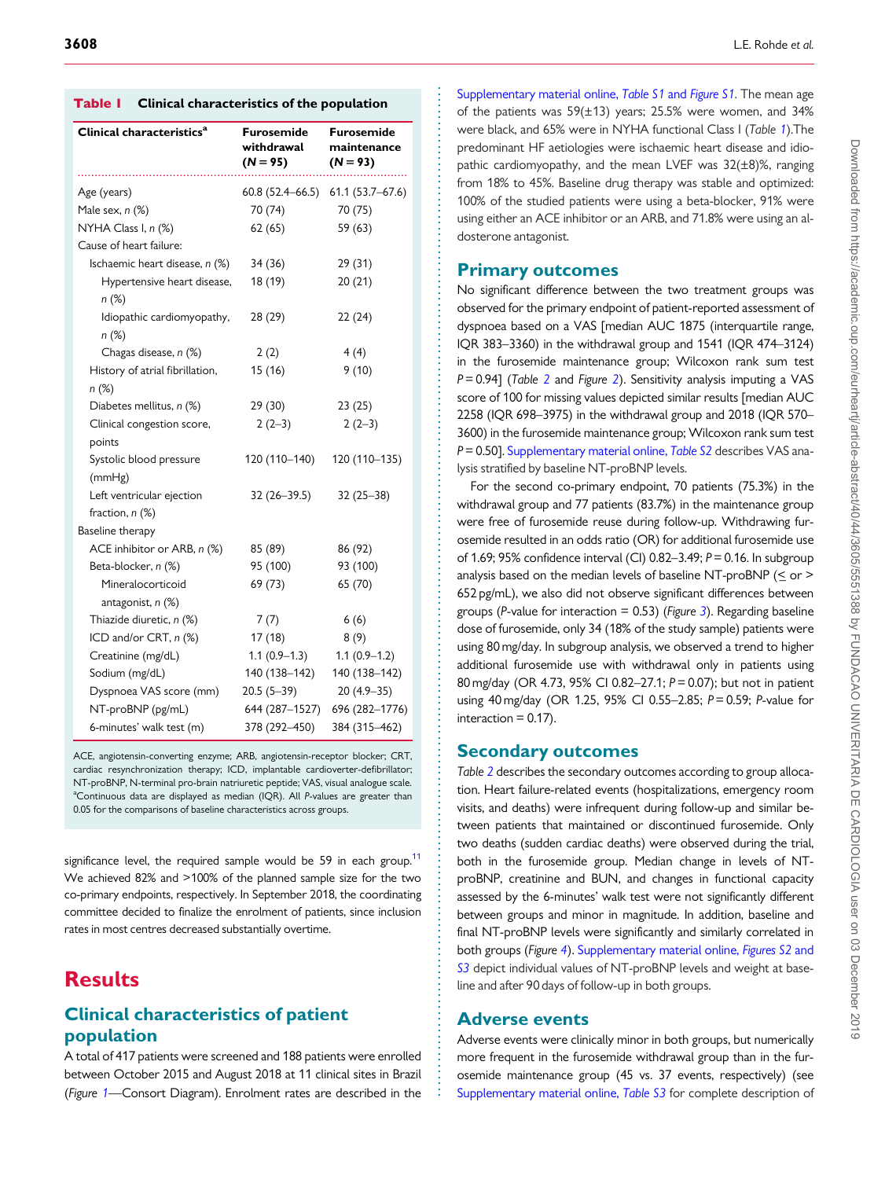**Table 1 Clinical characteristics of the population**

| Clinical characteristics[a] | Furosemide withdrawal (N = 95) | Furosemide maintenance (N = 93) |
|---|---|---|
| Age (years) | 60.8 (52.4–66.5) | 61.1 (53.7–67.6) |
| Male sex, n (%) | 70 (74) | 70 (75) |
| NYHA Class I, n (%) | 62 (65) | 59 (63) |
| Cause of heart failure: | | |
| Ischaemic heart disease, n (%) | 34 (36) | 29 (31) |
| Hypertensive heart disease, n (%) | 18 (19) | 20 (21) |
| Idiopathic cardiomyopathy, n (%) | 28 (29) | 22 (24) |
| Chagas disease, n (%) | 2 (2) | 4 (4) |
| History of atrial fibrillation, n (%) | 15 (16) | 9 (10) |
| Diabetes mellitus, n (%) | 29 (30) | 23 (25) |
| Clinical congestion score, points | 2 (2–3) | 2 (2–3) |
| Systolic blood pressure (mmHg) | 120 (110–140) | 120 (110–135) |
| Left ventricular ejection fraction, n (%) | 32 (26–39.5) | 32 (25–38) |
| Baseline therapy | | |
| ACE inhibitor or ARB, n (%) | 85 (89) | 86 (92) |
| Beta-blocker, n (%) | 95 (100) | 93 (100) |
| Mineralocorticoid antagonist, n (%) | 69 (73) | 65 (70) |
| Thiazide diuretic, n (%) | 7 (7) | 6 (6) |
| ICD and/or CRT, n (%) | 17 (18) | 8 (9) |
| Creatinine (mg/dL) | 1.1 (0.9–1.3) | 1.1 (0.9–1.2) |
| Sodium (mg/dL) | 140 (138–142) | 140 (138–142) |
| Dyspnoea VAS score (mm) | 20.5 (5–39) | 20 (4.9–35) |
| NT-proBNP (pg/mL) | 644 (287–1527) | 696 (282–1776) |
| 6-minutes' walk test (m) | 378 (292–450) | 384 (315–462) |

ACE, angiotensin-converting enzyme; ARB, angiotensin-receptor blocker; CRT, cardiac resynchronization therapy; ICD, implantable cardioverter-defibrillator; NT-proBNP, N-terminal pro-brain natriuretic peptide; VAS, visual analogue scale.
[a]Continuous data are displayed as median (IQR). All P-values are greater than 0.05 for the comparisons of baseline characteristics across groups.

significance level, the required sample would be 59 in each group.[11] We achieved 82% and >100% of the planned sample size for the two co-primary endpoints, respectively. In September 2018, the coordinating committee decided to finalize the enrolment of patients, since inclusion rates in most centres decreased substantially overtime.

# Results

## Clinical characteristics of patient population

A total of 417 patients were screened and 188 patients were enrolled between October 2015 and August 2018 at 11 clinical sites in Brazil (*Figure 1*—Consort Diagram). Enrolment rates are described in the Supplementary material online, *Table S1* and *Figure S1*. The mean age of the patients was 59(±13) years; 25.5% were women, and 34% were black, and 65% were in NYHA functional Class I (*Table 1*).The predominant HF aetiologies were ischaemic heart disease and idiopathic cardiomyopathy, and the mean LVEF was 32(±8)%, ranging from 18% to 45%. Baseline drug therapy was stable and optimized: 100% of the studied patients were using a beta-blocker, 91% were using either an ACE inhibitor or an ARB, and 71.8% were using an aldosterone antagonist.

## Primary outcomes

No significant difference between the two treatment groups was observed for the primary endpoint of patient-reported assessment of dyspnoea based on a VAS [median AUC 1875 (interquartile range, IQR 383–3360) in the withdrawal group and 1541 (IQR 474–3124) in the furosemide maintenance group; Wilcoxon rank sum test P = 0.94] (*Table 2* and *Figure 2*). Sensitivity analysis imputing a VAS score of 100 for missing values depicted similar results [median AUC 2258 (IQR 698–3975) in the withdrawal group and 2018 (IQR 570–3600) in the furosemide maintenance group; Wilcoxon rank sum test P = 0.50]. Supplementary material online, *Table S2* describes VAS analysis stratified by baseline NT-proBNP levels.

For the second co-primary endpoint, 70 patients (75.3%) in the withdrawal group and 77 patients (83.7%) in the maintenance group were free of furosemide reuse during follow-up. Withdrawing furosemide resulted in an odds ratio (OR) for additional furosemide use of 1.69; 95% confidence interval (CI) 0.82–3.49; P = 0.16. In subgroup analysis based on the median levels of baseline NT-proBNP (≤ or > 652 pg/mL), we also did not observe significant differences between groups (P-value for interaction = 0.53) (*Figure 3*). Regarding baseline dose of furosemide, only 34 (18% of the study sample) patients were using 80 mg/day. In subgroup analysis, we observed a trend to higher additional furosemide use with withdrawal only in patients using 80 mg/day (OR 4.73, 95% CI 0.82–27.1; P = 0.07); but not in patient using 40 mg/day (OR 1.25, 95% CI 0.55–2.85; P = 0.59; P-value for interaction = 0.17).

## Secondary outcomes

*Table 2* describes the secondary outcomes according to group allocation. Heart failure-related events (hospitalizations, emergency room visits, and deaths) were infrequent during follow-up and similar between patients that maintained or discontinued furosemide. Only two deaths (sudden cardiac deaths) were observed during the trial, both in the furosemide group. Median change in levels of NT-proBNP, creatinine and BUN, and changes in functional capacity assessed by the 6-minutes' walk test were not significantly different between groups and minor in magnitude. In addition, baseline and final NT-proBNP levels were significantly and similarly correlated in both groups (*Figure 4*). Supplementary material online, *Figures S2* and *S3* depict individual values of NT-proBNP levels and weight at baseline and after 90 days of follow-up in both groups.

## Adverse events

Adverse events were clinically minor in both groups, but numerically more frequent in the furosemide withdrawal group than in the furosemide maintenance group (45 vs. 37 events, respectively) (see Supplementary material online, *Table S3* for complete description of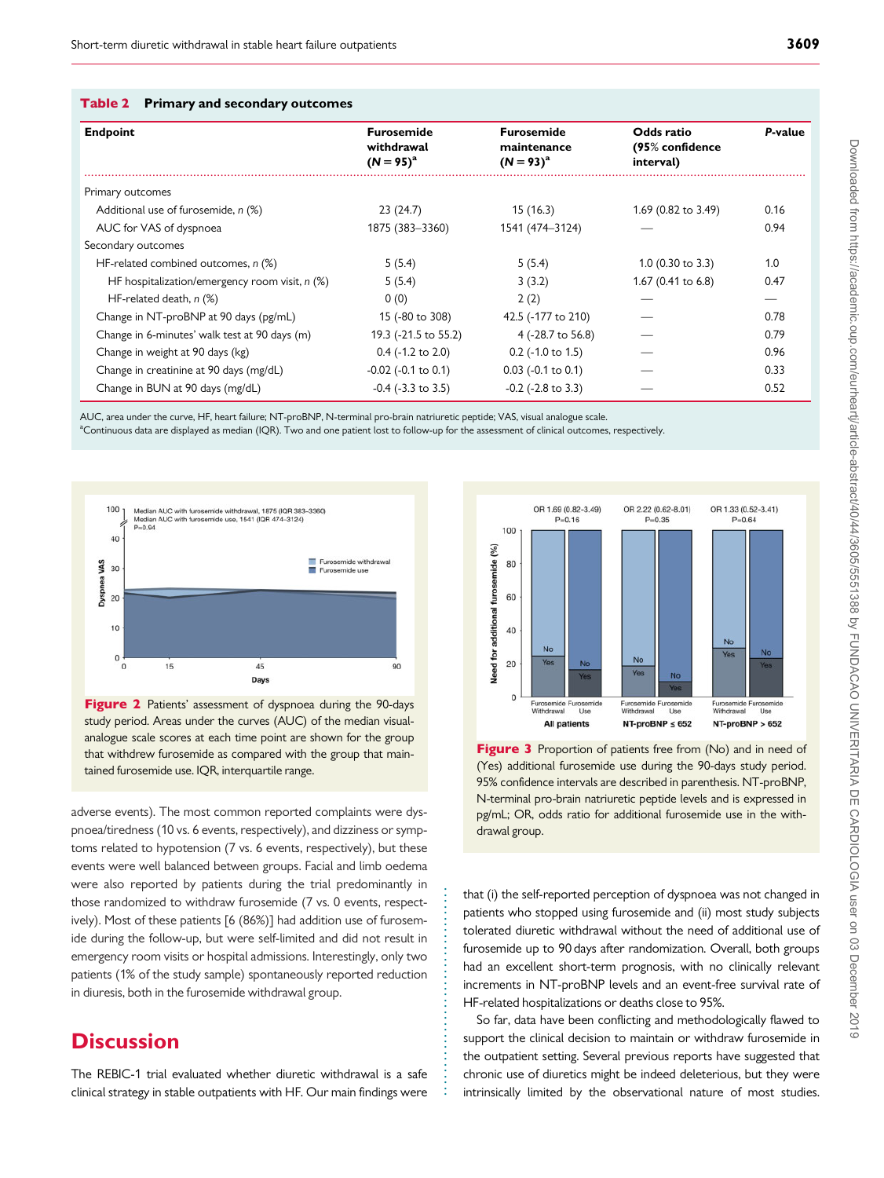**Table 2 Primary and secondary outcomes**

| Endpoint | Furosemide withdrawal ($N = 95$)[a] | Furosemide maintenance ($N = 93$)[a] | Odds ratio (95% confidence interval) | P-value |
|---|---|---|---|---|
| Primary outcomes | | | | |
| Additional use of furosemide, n (%) | 23 (24.7) | 15 (16.3) | 1.69 (0.82 to 3.49) | 0.16 |
| AUC for VAS of dyspnoea | 1875 (383–3360) | 1541 (474–3124) | — | 0.94 |
| Secondary outcomes | | | | |
| HF-related combined outcomes, n (%) | 5 (5.4) | 5 (5.4) | 1.0 (0.30 to 3.3) | 1.0 |
| HF hospitalization/emergency room visit, n (%) | 5 (5.4) | 3 (3.2) | 1.67 (0.41 to 6.8) | 0.47 |
| HF-related death, n (%) | 0 (0) | 2 (2) | — | — |
| Change in NT-proBNP at 90 days (pg/mL) | 15 (-80 to 308) | 42.5 (-177 to 210) | — | 0.78 |
| Change in 6-minutes' walk test at 90 days (m) | 19.3 (-21.5 to 55.2) | 4 (-28.7 to 56.8) | — | 0.79 |
| Change in weight at 90 days (kg) | 0.4 (-1.2 to 2.0) | 0.2 (-1.0 to 1.5) | — | 0.96 |
| Change in creatinine at 90 days (mg/dL) | -0.02 (-0.1 to 0.1) | 0.03 (-0.1 to 0.1) | — | 0.33 |
| Change in BUN at 90 days (mg/dL) | -0.4 (-3.3 to 3.5) | -0.2 (-2.8 to 3.3) | — | 0.52 |

AUC, area under the curve, HF, heart failure; NT-proBNP, N-terminal pro-brain natriuretic peptide; VAS, visual analogue scale.
[a]Continuous data are displayed as median (IQR). Two and one patient lost to follow-up for the assessment of clinical outcomes, respectively.

**Figure 2** Patients' assessment of dyspnoea during the 90-days study period. Areas under the curves (AUC) of the median visual-analogue scale scores at each time point are shown for the group that withdrew furosemide as compared with the group that maintained furosemide use. IQR, interquartile range.

**Figure 3** Proportion of patients free from (No) and in need of (Yes) additional furosemide use during the 90-days study period. 95% confidence intervals are described in parenthesis. NT-proBNP, N-terminal pro-brain natriuretic peptide levels and is expressed in pg/mL; OR, odds ratio for additional furosemide use in the withdrawal group.

adverse events). The most common reported complaints were dyspnoea/tiredness (10 vs. 6 events, respectively), and dizziness or symptoms related to hypotension (7 vs. 6 events, respectively), but these events were well balanced between groups. Facial and limb oedema were also reported by patients during the trial predominantly in those randomized to withdraw furosemide (7 vs. 0 events, respectively). Most of these patients [6 (86%)] had addition use of furosemide during the follow-up, but were self-limited and did not result in emergency room visits or hospital admissions. Interestingly, only two patients (1% of the study sample) spontaneously reported reduction in diuresis, both in the furosemide withdrawal group.

# Discussion

The REBIC-1 trial evaluated whether diuretic withdrawal is a safe clinical strategy in stable outpatients with HF. Our main findings were that (i) the self-reported perception of dyspnoea was not changed in patients who stopped using furosemide and (ii) most study subjects tolerated diuretic withdrawal without the need of additional use of furosemide up to 90 days after randomization. Overall, both groups had an excellent short-term prognosis, with no clinically relevant increments in NT-proBNP levels and an event-free survival rate of HF-related hospitalizations or deaths close to 95%.

So far, data have been conflicting and methodologically flawed to support the clinical decision to maintain or withdraw furosemide in the outpatient setting. Several previous reports have suggested that chronic use of diuretics might be indeed deleterious, but they were intrinsically limited by the observational nature of most studies.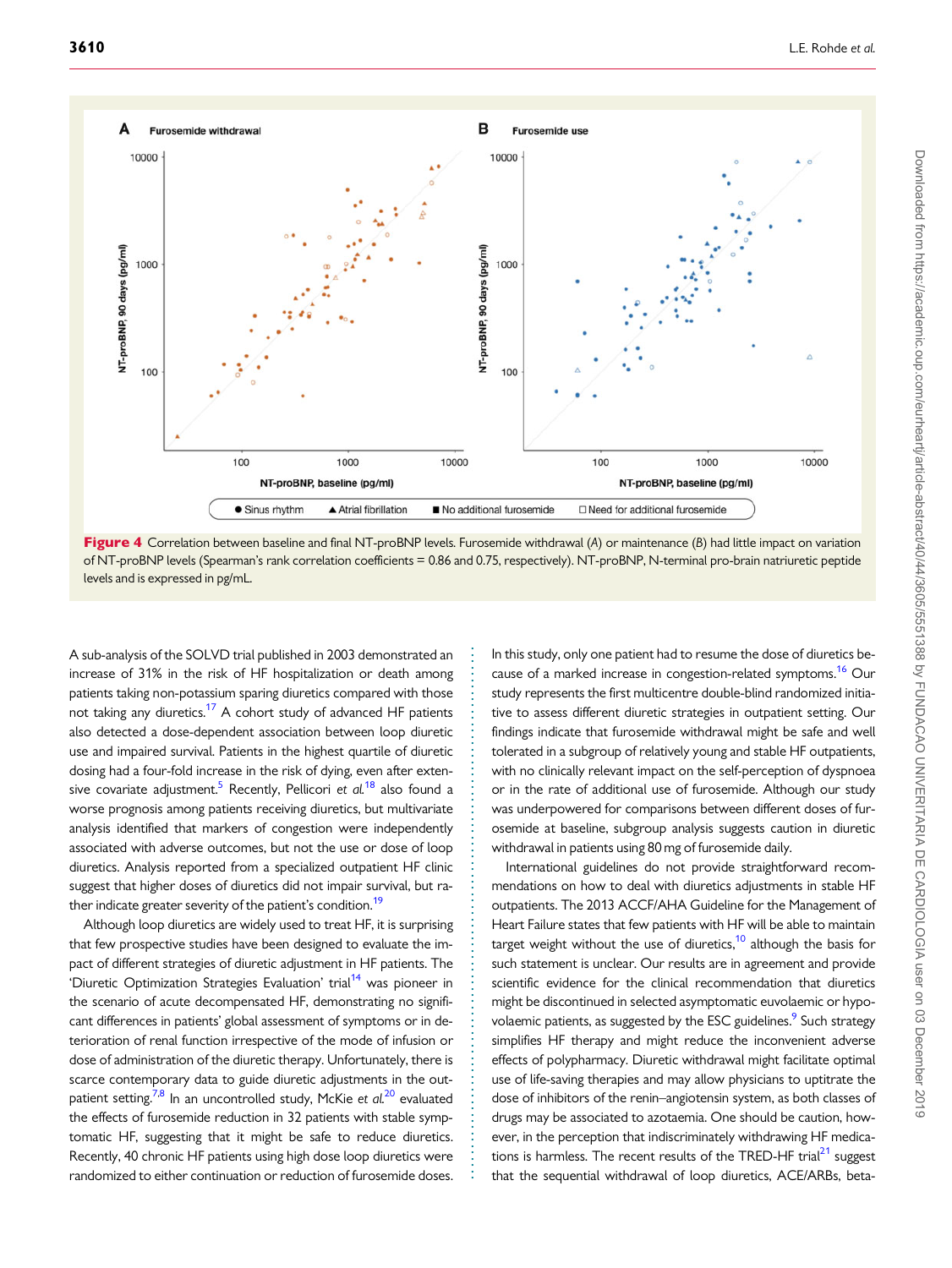**Figure 4** Correlation between baseline and final NT-proBNP levels. Furosemide withdrawal (*A*) or maintenance (*B*) had little impact on variation of NT-proBNP levels (Spearman's rank correlation coefficients = 0.86 and 0.75, respectively). NT-proBNP, N-terminal pro-brain natriuretic peptide levels and is expressed in pg/mL.

A sub-analysis of the SOLVD trial published in 2003 demonstrated an increase of 31% in the risk of HF hospitalization or death among patients taking non-potassium sparing diuretics compared with those not taking any diuretics.[17] A cohort study of advanced HF patients also detected a dose-dependent association between loop diuretic use and impaired survival. Patients in the highest quartile of diuretic dosing had a four-fold increase in the risk of dying, even after extensive covariate adjustment.[5] Recently, Pellicori *et al.*[18] also found a worse prognosis among patients receiving diuretics, but multivariate analysis identified that markers of congestion were independently associated with adverse outcomes, but not the use or dose of loop diuretics. Analysis reported from a specialized outpatient HF clinic suggest that higher doses of diuretics did not impair survival, but rather indicate greater severity of the patient's condition.[19]

Although loop diuretics are widely used to treat HF, it is surprising that few prospective studies have been designed to evaluate the impact of different strategies of diuretic adjustment in HF patients. The 'Diuretic Optimization Strategies Evaluation' trial[14] was pioneer in the scenario of acute decompensated HF, demonstrating no significant differences in patients' global assessment of symptoms or in deterioration of renal function irrespective of the mode of infusion or dose of administration of the diuretic therapy. Unfortunately, there is scarce contemporary data to guide diuretic adjustments in the outpatient setting.[7,8] In an uncontrolled study, McKie *et al.*[20] evaluated the effects of furosemide reduction in 32 patients with stable symptomatic HF, suggesting that it might be safe to reduce diuretics. Recently, 40 chronic HF patients using high dose loop diuretics were randomized to either continuation or reduction of furosemide doses. In this study, only one patient had to resume the dose of diuretics because of a marked increase in congestion-related symptoms.[16] Our study represents the first multicentre double-blind randomized initiative to assess different diuretic strategies in outpatient setting. Our findings indicate that furosemide withdrawal might be safe and well tolerated in a subgroup of relatively young and stable HF outpatients, with no clinically relevant impact on the self-perception of dyspnoea or in the rate of additional use of furosemide. Although our study was underpowered for comparisons between different doses of furosemide at baseline, subgroup analysis suggests caution in diuretic withdrawal in patients using 80 mg of furosemide daily.

International guidelines do not provide straightforward recommendations on how to deal with diuretics adjustments in stable HF outpatients. The 2013 ACCF/AHA Guideline for the Management of Heart Failure states that few patients with HF will be able to maintain target weight without the use of diuretics,[10] although the basis for such statement is unclear. Our results are in agreement and provide scientific evidence for the clinical recommendation that diuretics might be discontinued in selected asymptomatic euvolaemic or hypovolaemic patients, as suggested by the ESC guidelines.[9] Such strategy simplifies HF therapy and might reduce the inconvenient adverse effects of polypharmacy. Diuretic withdrawal might facilitate optimal use of life-saving therapies and may allow physicians to uptitrate the dose of inhibitors of the renin–angiotensin system, as both classes of drugs may be associated to azotaemia. One should be caution, however, in the perception that indiscriminately withdrawing HF medications is harmless. The recent results of the TRED-HF trial[21] suggest that the sequential withdrawal of loop diuretics, ACE/ARBs, beta-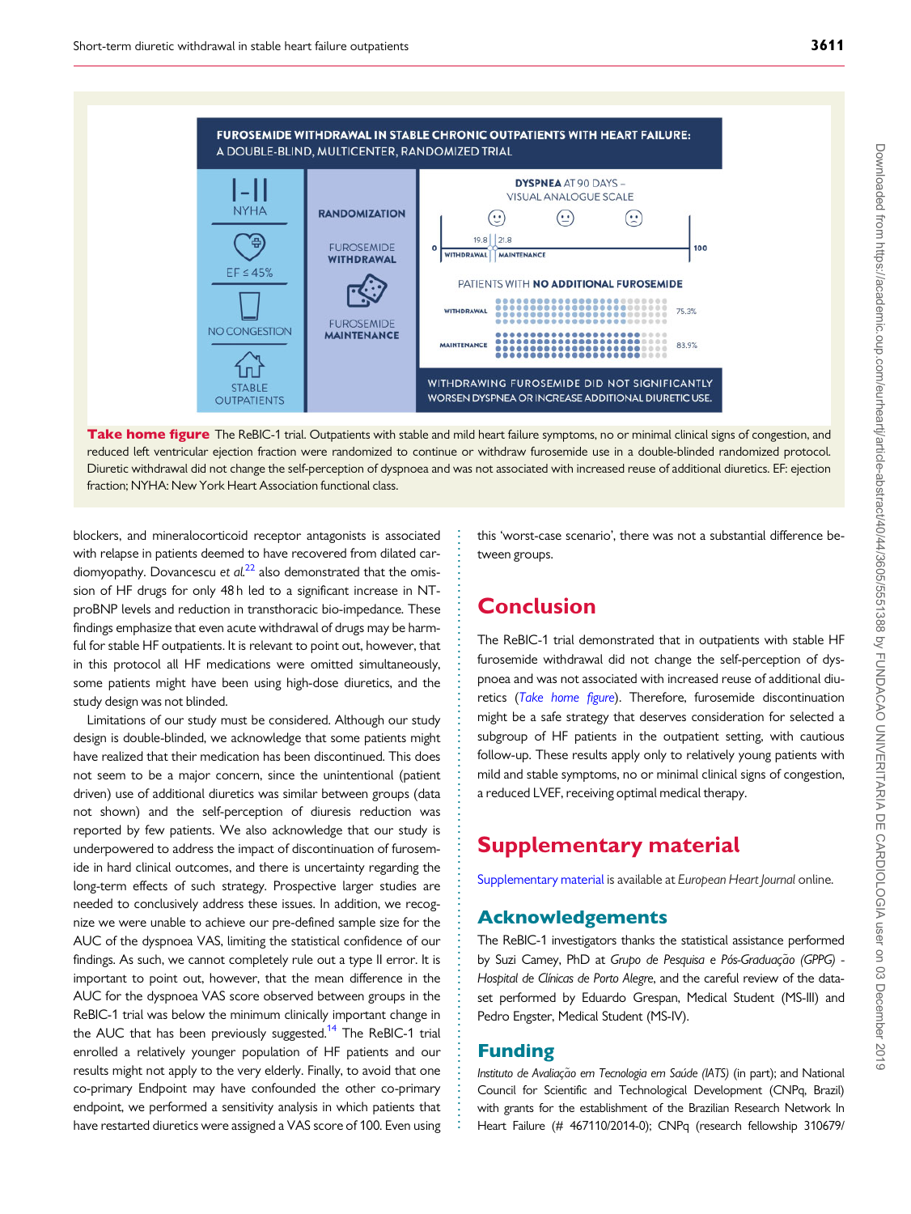**FUROSEMIDE WITHDRAWAL IN STABLE CHRONIC OUTPATIENTS WITH HEART FAILURE: A DOUBLE-BLIND, MULTICENTER, RANDOMIZED TRIAL**

I-II NYHA

EF ≤ 45%

NO CONGESTION

STABLE OUTPATIENTS

RANDOMIZATION

FUROSEMIDE WITHDRAWAL

FUROSEMIDE MAINTENANCE

DYSPNEA AT 90 DAYS – VISUAL ANALOGUE SCALE

0 — 19.8 WITHDRAWAL — 21.8 MAINTENANCE — 100

PATIENTS WITH NO ADDITIONAL FUROSEMIDE

WITHDRAWAL 75.3%

MAINTENANCE 83.9%

WITHDRAWING FUROSEMIDE DID NOT SIGNIFICANTLY WORSEN DYSPNEA OR INCREASE ADDITIONAL DIURETIC USE.

**Take home figure** The ReBIC-1 trial. Outpatients with stable and mild heart failure symptoms, no or minimal clinical signs of congestion, and reduced left ventricular ejection fraction were randomized to continue or withdraw furosemide use in a double-blinded randomized protocol. Diuretic withdrawal did not change the self-perception of dyspnoea and was not associated with increased reuse of additional diuretics. EF: ejection fraction; NYHA: New York Heart Association functional class.

blockers, and mineralocorticoid receptor antagonists is associated with relapse in patients deemed to have recovered from dilated cardiomyopathy. Dovancescu *et al.*[22] also demonstrated that the omission of HF drugs for only 48 h led to a significant increase in NT-proBNP levels and reduction in transthoracic bio-impedance. These findings emphasize that even acute withdrawal of drugs may be harmful for stable HF outpatients. It is relevant to point out, however, that in this protocol all HF medications were omitted simultaneously, some patients might have been using high-dose diuretics, and the study design was not blinded.

Limitations of our study must be considered. Although our study design is double-blinded, we acknowledge that some patients might have realized that their medication has been discontinued. This does not seem to be a major concern, since the unintentional (patient driven) use of additional diuretics was similar between groups (data not shown) and the self-perception of diuresis reduction was reported by few patients. We also acknowledge that our study is underpowered to address the impact of discontinuation of furosemide in hard clinical outcomes, and there is uncertainty regarding the long-term effects of such strategy. Prospective larger studies are needed to conclusively address these issues. In addition, we recognize we were unable to achieve our pre-defined sample size for the AUC of the dyspnoea VAS, limiting the statistical confidence of our findings. As such, we cannot completely rule out a type II error. It is important to point out, however, that the mean difference in the AUC for the dyspnoea VAS score observed between groups in the ReBIC-1 trial was below the minimum clinically important change in the AUC that has been previously suggested.[14] The ReBIC-1 trial enrolled a relatively younger population of HF patients and our results might not apply to the very elderly. Finally, to avoid that one co-primary Endpoint may have confounded the other co-primary endpoint, we performed a sensitivity analysis in which patients that have restarted diuretics were assigned a VAS score of 100. Even using this 'worst-case scenario', there was not a substantial difference between groups.

# Conclusion

The ReBIC-1 trial demonstrated that in outpatients with stable HF furosemide withdrawal did not change the self-perception of dyspnoea and was not associated with increased reuse of additional diuretics (*Take home figure*). Therefore, furosemide discontinuation might be a safe strategy that deserves consideration for selected a subgroup of HF patients in the outpatient setting, with cautious follow-up. These results apply only to relatively young patients with mild and stable symptoms, no or minimal clinical signs of congestion, a reduced LVEF, receiving optimal medical therapy.

# Supplementary material

Supplementary material is available at *European Heart Journal* online.

## Acknowledgements

The ReBIC-1 investigators thanks the statistical assistance performed by Suzi Camey, PhD at *Grupo de Pesquisa e Pós-Graduação (GPPG) - Hospital de Clínicas de Porto Alegre*, and the careful review of the dataset performed by Eduardo Grespan, Medical Student (MS-III) and Pedro Engster, Medical Student (MS-IV).

## Funding

*Instituto de Avaliação em Tecnologia em Saúde (IATS)* (in part); and National Council for Scientific and Technological Development (CNPq, Brazil) with grants for the establishment of the Brazilian Research Network In Heart Failure (# 467110/2014-0); CNPq (research fellowship 310679/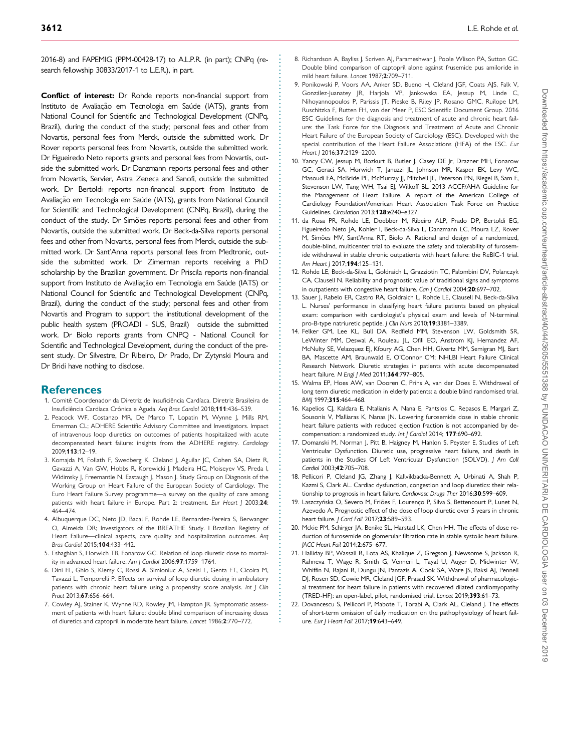2016-8) and FAPEMIG (PPM-00428-17) to A.L.P.R. (in part); CNPq (research fellowship 30833/2017-1 to L.E.R.), in part.

**Conflict of interest:** Dr Rohde reports non-financial support from Instituto de Avaliação em Tecnologia em Saúde (IATS), grants from National Council for Scientific and Technological Development (CNPq, Brazil), during the conduct of the study; personal fees and other from Novartis, personal fees from Merck, outside the submitted work. Dr Rover reports personal fees from Novartis, outside the submitted work. Dr Figueiredo Neto reports grants and personal fees from Novartis, outside the submitted work. Dr Danzmann reports personal fees and other from Novartis, Servier, Astra Zeneca and Sanofi, outside the submitted work. Dr Bertoldi reports non-financial support from Instituto de Avaliação em Tecnologia em Saúde (IATS), grants from National Council for Scientific and Technological Development (CNPq, Brazil), during the conduct of the study. Dr Simões reports personal fees and other from Novartis, outside the submitted work. Dr Beck-da-Silva reports personal fees and other from Novartis, personal fees from Merck, outside the submitted work. Dr Sant'Anna reports personal fees from Medtronic, outside the submitted work. Dr Zimerman reports receiving a PhD scholarship by the Brazilian government. Dr Priscila reports non-financial support from Instituto de Avaliação em Tecnologia em Saúde (IATS) or National Council for Scientific and Technological Development (CNPq, Brazil), during the conduct of the study; personal fees and other from Novartis and Program to support the institutional development of the public health system (PROADI - SUS, Brazil) outside the submitted work. Dr Biolo reports grants from CNPQ - National Council for Scientific and Technological Development, during the conduct of the present study. Dr Silvestre, Dr Ribeiro, Dr Prado, Dr Zytynski Moura and Dr Bridi have nothing to disclose.

## References

1. Comitê Coordenador da Diretriz de Insuficiência Cardíaca. Diretriz Brasileira de Insuficiência Cardíaca Crônica e Aguda. *Arq Bras Cardiol* 2018;**111**:436–539.
2. Peacock WF, Costanzo MR, De Marco T, Lopatin M, Wynne J, Mills RM, Emerman CL; ADHERE Scientific Advisory Committee and Investigators. Impact of intravenous loop diuretics on outcomes of patients hospitalized with acute decompensated heart failure: insights from the ADHERE registry. *Cardiology* 2009;**113**:12–19.
3. Komajda M, Follath F, Swedberg K, Cleland J, Aguilar JC, Cohen SA, Dietz R, Gavazzi A, Van GW, Hobbs R, Korewicki J, Madeira HC, Moiseyev VS, Preda I, Widimsky J, Freemantle N, Eastaugh J, Mason J. Study Group on Diagnosis of the Working Group on Heart Failure of the European Society of Cardiology. The Euro Heart Failure Survey programme—a survey on the quality of care among patients with heart failure in Europe. Part 2: treatment. *Eur Heart J* 2003;**24**: 464–474.
4. Albuquerque DC, Neto JD, Bacal F, Rohde LE, Bernardez-Pereira S, Berwanger O, Almeida DR; Investigators of the BREATHE Study. I Brazilian Registry of Heart Failure—clinical aspects, care quality and hospitalization outcomes. *Arq Bras Cardiol* 2015;**104**:433–442.
5. Eshaghian S, Horwich TB, Fonarow GC. Relation of loop diuretic dose to mortality in advanced heart failure. *Am J Cardiol* 2006;**97**:1759–1764.
6. Dini FL, Ghio S, Klersy C, Rossi A, Simioniuc A, Scelsi L, Genta FT, Cicoira M, Tavazzi L, Temporelli P. Effects on survival of loop diuretic dosing in ambulatory patients with chronic heart failure using a propensity score analysis. *Int J Clin Pract* 2013;**67**:656–664.
7. Cowley AJ, Stainer K, Wynne RD, Rowley JM, Hampton JR. Symptomatic assessment of patients with heart failure: double blind comparison of increasing doses of diuretics and captopril in moderate heart failure. *Lancet* 1986;**2**:770–772.
8. Richardson A, Bayliss J, Scriven AJ, Parameshwar J, Poole Wlison PA, Sutton GC. Double blind comparison of captopril alone against frusemide pus amiloride in mild heart failure. *Lancet* 1987;**2**:709–711.
9. Ponikowski P, Voors AA, Anker SD, Bueno H, Cleland JGF, Coats AJS, Falk V, González-Juanatey JR, Harjola VP, Jankowska EA, Jessup M, Linde C, Nihoyannopoulos P, Parissis JT, Pieske B, Riley JP, Rosano GMC, Ruilope LM, Ruschitzka F, Rutten FH, van der Meer P, ESC Scientific Document Group. 2016 ESC Guidelines for the diagnosis and treatment of acute and chronic heart failure: the Task Force for the Diagnosis and Treatment of Acute and Chronic Heart Failure of the European Society of Cardiology (ESC). Developed with the special contribution of the Heart Failure Associations (HFA) of the ESC. *Eur Heart J* 2016;**37**:2129–2200.
10. Yancy CW, Jessup M, Bozkurt B, Butler J, Casey DE Jr, Drazner MH, Fonarow GC, Geraci SA, Horwich T, Januzzi JL, Johnson MR, Kasper EK, Levy WC, Masoudi FA, McBride PE, McMurray JJ, Mitchell JE, Peterson PN, Riegel B, Sam F, Stevenson LW, Tang WH, Tsai EJ, Wilkoff BL. 2013 ACCF/AHA Guideline for the Management of Heart Failure. A report of the American College of Cardiology Foundation/American Heart Association Task Force on Practice Guidelines. *Circulation* 2013;**128**:e240–e327.
11. da Rosa PR, Rohde LE, Doebber M, Ribeiro ALP, Prado DP, Bertoldi EG, Figueiredo Neto JA, Kohler I, Beck-da-Silva L, Danzmann LC, Moura LZ, Rover M, Simões MV, Sant'Anna RT, Biolo A. Rational and design of a randomized, double-blind, multicenter trial to evaluate the safety and tolerability of furosemide withdrawal in stable chronic outpatients with heart failure: the ReBIC-1 trial. *Am Heart J* 2017;**194**:125–131.
12. Rohde LE, Beck-da-Silva L, Goldraich L, Grazziotin TC, Palombini DV, Polanczyk CA, Clausell N. Reliability and prognostic value of traditional signs and symptoms in outpatients with congestive heart failure. *Can J Cardiol* 2004;**20**:697–702.
13. Sauer J, Rabelo ER, Castro RA, Goldraich L, Rohde LE, Clausell N, Beck-da-Silva L. Nurses' performance in classifying heart failure patients based on physical exam: comparison with cardiologist's physical exam and levels of N-terminal pro-B-type natriuretic peptide. *J Clin Nurs* 2010;**19**:3381–3389.
14. Felker GM, Lee KL, Bull DA, Redfield MM, Stevenson LW, Goldsmith SR, LeWinter MM, Deswal A, Rouleau JL, Ofili EO, Anstrom KJ, Hernandez AF, McNulty SE, Velazquez EJ, Kfoury AG, Chen HH, Givertz MM, Semigran MJ, Bart BA, Mascette AM, Braunwald E, O'Connor CM; NHLBI Heart Failure Clinical Research Network. Diuretic strategies in patients with acute decompensated heart failure. *N Engl J Med* 2011;**364**:797–805.
15. Walma EP, Hoes AW, van Dooren C, Prins A, van der Does E. Withdrawal of long term diuretic medication in elderly patients: a double blind randomised trial. *BMJ* 1997;**315**:464–468.
16. Kapelios CJ, Kaldara E, Ntalianis A, Nana E, Pantsios C, Repasos E, Margari Z, Sousonis V, Malliaras K, Nanas JN. Lowering furosemide dose in stable chronic heart failure patients with reduced ejection fraction is not accompanied by decompensation: a randomized study. *Int J Cardiol* 2014; **177**:690–692.
17. Domanski M, Norman J, Pitt B, Haigney M, Hanlon S, Peyster E, Studies of Left Ventricular Dysfunction. Diuretic use, progressive heart failure, and death in patients in the Studies Of Left Ventricular Dysfunction (SOLVD). *J Am Coll Cardiol* 2003;**42**:705–708.
18. Pellicori P, Cleland JG, Zhang J, Kallvikbacka-Bennett A, Urbinati A, Shah P, Kazmi S, Clark AL. Cardiac dysfunction, congestion and loop diuretics: their relationship to prognosis in heart failure. *Cardiovasc Drugs Ther* 2016;**30**:599–609.
19. Laszczyńska O, Severo M, Friões F, Lourenço P, Silva S, Bettencourt P, Lunet N, Azevedo A. Prognostic effect of the dose of loop diuretic over 5 years in chronic heart failure. *J Card Fail* 2017;**23**:589–593.
20. Mckie PM, Schirger JA, Benike SL, Harstad LK, Chen HH. The effects of dose reduction of furosemide on glomerular filtration rate in stable systolic heart failure. *JACC Heart Fail* 2014;**2**:675–677.
21. Halliday BP, Wassall R, Lota AS, Khalique Z, Gregson J, Newsome S, Jackson R, Rahneva T, Wage R, Smith G, Venneri L, Tayal U, Auger D, Midwinter W, Whiffin N, Rajani R, Dungu JN, Pantazis A, Cook SA, Ware JS, Baksi AJ, Pennell DJ, Rosen SD, Cowie MR, Cleland JGF, Prasad SK. Withdrawal of pharmacological treatment for heart failure in patients with recovered dilated cardiomyopathy (TRED-HF): an open-label, pilot, randomised trial. *Lancet* 2019;**393**:61–73.
22. Dovancescu S, Pellicori P, Mabote T, Torabi A, Clark AL, Cleland J. The effects of short-term omission of daily medication on the pathophysiology of heart failure. *Eur J Heart Fail* 2017;**19**:643–649.